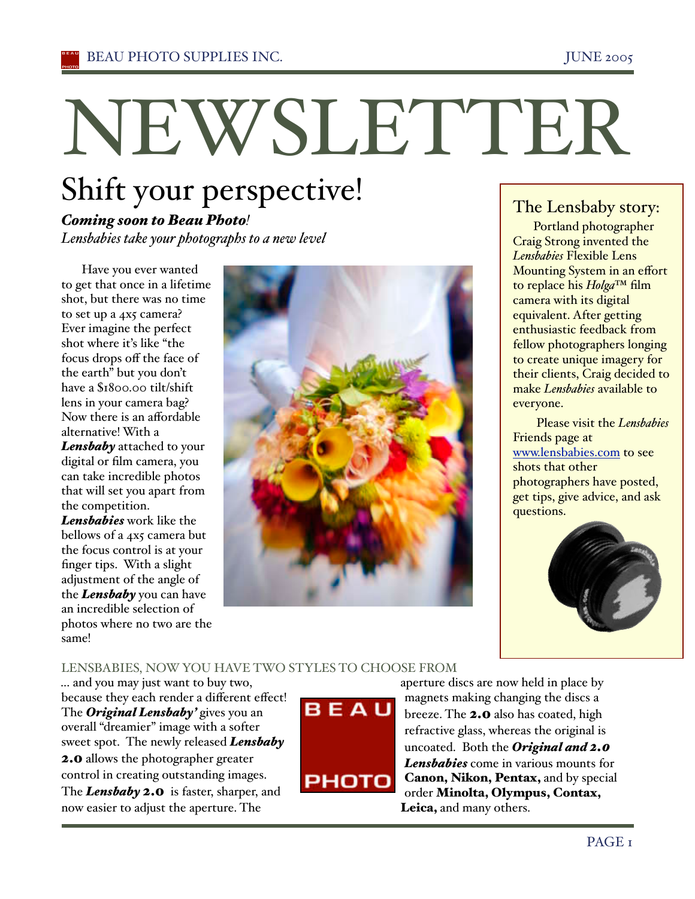# NEWSLETTER

## Shift your perspective!

***Coming soon to Beau Photo!***

*Lensbabies take your photographs to a new level*

Have you ever wanted to get that once in a lifetime shot, but there was no time to set up a 4x5 camera? Ever imagine the perfect shot where it's like "the focus drops off the face of the earth" but you don't have a $1800.00 tilt/shift lens in your camera bag? Now there is an affordable alternative! With a ***Lensbaby*** attached to your digital or film camera, you can take incredible photos that will set you apart from the competition. ***Lensbabies*** work like the bellows of a 4x5 camera but the focus control is at your finger tips. With a slight adjustment of the angle of the ***Lensbaby*** you can have an incredible selection of photos where no two are the same!

### The Lensbaby story:

Portland photographer Craig Strong invented the *Lensbabies* Flexible Lens Mounting System in an effort to replace his *Holga*™ film camera with its digital equivalent. After getting enthusiastic feedback from fellow photographers longing to create unique imagery for their clients, Craig decided to make *Lensbabies* available to everyone.

Please visit the *Lensbabies* Friends page at www.lensbabies.com to see shots that other photographers have posted, get tips, give advice, and ask questions.

### LENSBABIES, NOW YOU HAVE TWO STYLES TO CHOOSE FROM

... and you may just want to buy two, because they each render a different effect! The ***Original Lensbaby'*** gives you an overall "dreamier" image with a softer sweet spot. The newly released ***Lensbaby* 2.0** allows the photographer greater control in creating outstanding images. The ***Lensbaby* 2.0** is faster, sharper, and now easier to adjust the aperture. The aperture discs are now held in place by magnets making changing the discs a breeze. The **2.0** also has coated, high refractive glass, whereas the original is uncoated. Both the ***Original and 2.0 Lensbabies*** come in various mounts for **Canon, Nikon, Pentax,** and by special order **Minolta, Olympus, Contax, Leica,** and many others.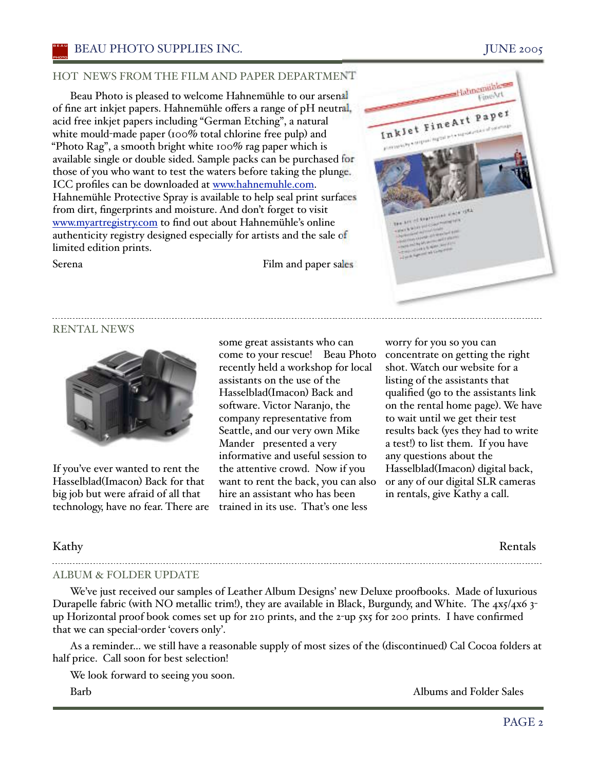## HOT NEWS FROM THE FILM AND PAPER DEPARTMENT

Beau Photo is pleased to welcome Hahnemühle to our arsenal of fine art inkjet papers. Hahnemühle offers a range of pH neutral, acid free inkjet papers including "German Etching", a natural white mould-made paper (100% total chlorine free pulp) and "Photo Rag", a smooth bright white 100% rag paper which is available single or double sided. Sample packs can be purchased for those of you who want to test the waters before taking the plunge. ICC profiles can be downloaded at www.hahnemuhle.com. Hahnemühle Protective Spray is available to help seal print surfaces from dirt, fingerprints and moisture. And don't forget to visit www.myartregistry.com to find out about Hahnemühle's online authenticity registry designed especially for artists and the sale of limited edition prints.

Serena — Film and paper sales

## RENTAL NEWS

If you've ever wanted to rent the Hasselblad(Imacon) Back for that big job but were afraid of all that technology, have no fear. There are some great assistants who can come to your rescue! Beau Photo recently held a workshop for local assistants on the use of the Hasselblad(Imacon) Back and software. Victor Naranjo, the company representative from Seattle, and our very own Mike Mander presented a very informative and useful session to the attentive crowd. Now if you want to rent the back, you can also hire an assistant who has been trained in its use. That's one less worry for you so you can concentrate on getting the right shot. Watch our website for a listing of the assistants that qualified (go to the assistants link on the rental home page). We have to wait until we get their test results back (yes they had to write a test!) to list them. If you have any questions about the Hasselblad(Imacon) digital back, or any of our digital SLR cameras in rentals, give Kathy a call.

Kathy — Rentals

## ALBUM & FOLDER UPDATE

We've just received our samples of Leather Album Designs' new Deluxe proofbooks. Made of luxurious Durapelle fabric (with NO metallic trim!), they are available in Black, Burgundy, and White. The 4x5/4x6 3-up Horizontal proof book comes set up for 210 prints, and the 2-up 5x5 for 200 prints. I have confirmed that we can special-order 'covers only'.

As a reminder... we still have a reasonable supply of most sizes of the (discontinued) Cal Cocoa folders at half price. Call soon for best selection!

We look forward to seeing you soon.

Barb — Albums and Folder Sales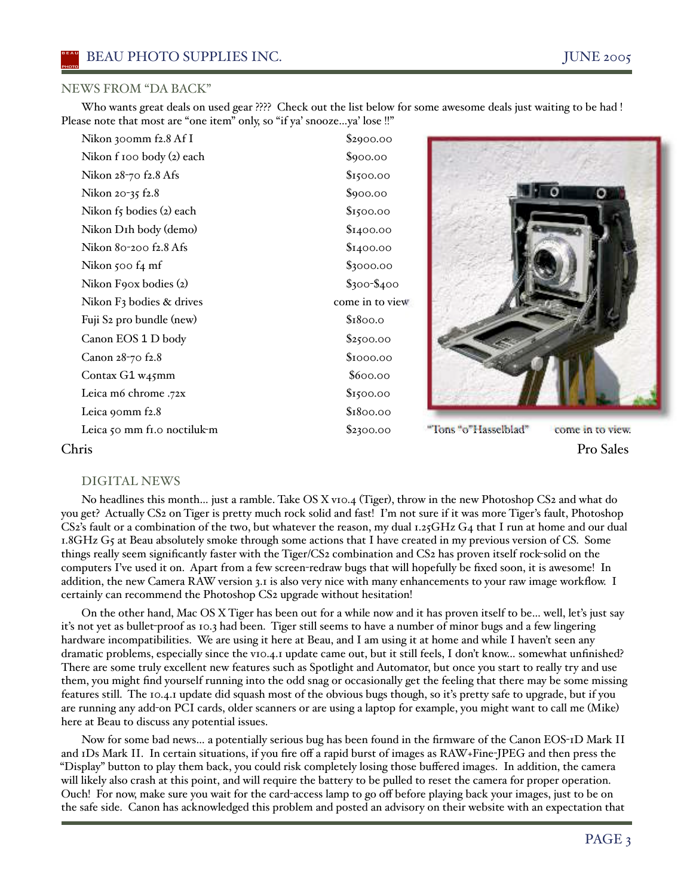## NEWS FROM "DA BACK"

Who wants great deals on used gear ???? Check out the list below for some awesome deals just waiting to be had ! Please note that most are "one item" only, so "if ya' snooze…ya' lose !!"

| Item | Price |
| --- | --- |
| Nikon 300mm f2.8 Af I | $2900.00 |
| Nikon f 100 body (2) each | $900.00 |
| Nikon 28-70 f2.8 Afs | $1500.00 |
| Nikon 20-35 f2.8 | $900.00 |
| Nikon f5 bodies (2) each | $1500.00 |
| Nikon D1h body (demo) | $1400.00 |
| Nikon 80-200 f2.8 Afs | $1400.00 |
| Nikon 500 f4 mf | $3000.00 |
| Nikon F90x bodies (2) | $300-$400 |
| Nikon F3 bodies & drives | come in to view |
| Fuji S2 pro bundle (new) | $1800.0 |
| Canon EOS 1 D body | $2500.00 |
| Canon 28-70 f2.8 | $1000.00 |
| Contax G1 w45mm | $600.00 |
| Leica m6 chrome .72x | $1500.00 |
| Leica 90mm f2.8 | $1800.00 |
| Leica 50 mm f1.0 noctiluk-m | $2300.00 |

"Tons "o"Hasselblad" come in to view.

Chris Pro Sales

## DIGITAL NEWS

No headlines this month… just a ramble. Take OS X v10.4 (Tiger), throw in the new Photoshop CS2 and what do you get? Actually CS2 on Tiger is pretty much rock solid and fast! I'm not sure if it was more Tiger's fault, Photoshop CS2's fault or a combination of the two, but whatever the reason, my dual 1.25GHz G4 that I run at home and our dual 1.8GHz G5 at Beau absolutely smoke through some actions that I have created in my previous version of CS. Some things really seem significantly faster with the Tiger/CS2 combination and CS2 has proven itself rock-solid on the computers I've used it on. Apart from a few screen-redraw bugs that will hopefully be fixed soon, it is awesome! In addition, the new Camera RAW version 3.1 is also very nice with many enhancements to your raw image workflow. I certainly can recommend the Photoshop CS2 upgrade without hesitation!

On the other hand, Mac OS X Tiger has been out for a while now and it has proven itself to be… well, let's just say it's not yet as bullet-proof as 10.3 had been. Tiger still seems to have a number of minor bugs and a few lingering hardware incompatibilities. We are using it here at Beau, and I am using it at home and while I haven't seen any dramatic problems, especially since the v10.4.1 update came out, but it still feels, I don't know… somewhat unfinished? There are some truly excellent new features such as Spotlight and Automator, but once you start to really try and use them, you might find yourself running into the odd snag or occasionally get the feeling that there may be some missing features still. The 10.4.1 update did squash most of the obvious bugs though, so it's pretty safe to upgrade, but if you are running any add-on PCI cards, older scanners or are using a laptop for example, you might want to call me (Mike) here at Beau to discuss any potential issues.

Now for some bad news… a potentially serious bug has been found in the firmware of the Canon EOS-1D Mark II and 1Ds Mark II. In certain situations, if you fire off a rapid burst of images as RAW+Fine-JPEG and then press the "Display" button to play them back, you could risk completely losing those buffered images. In addition, the camera will likely also crash at this point, and will require the battery to be pulled to reset the camera for proper operation. Ouch! For now, make sure you wait for the card-access lamp to go off before playing back your images, just to be on the safe side. Canon has acknowledged this problem and posted an advisory on their website with an expectation that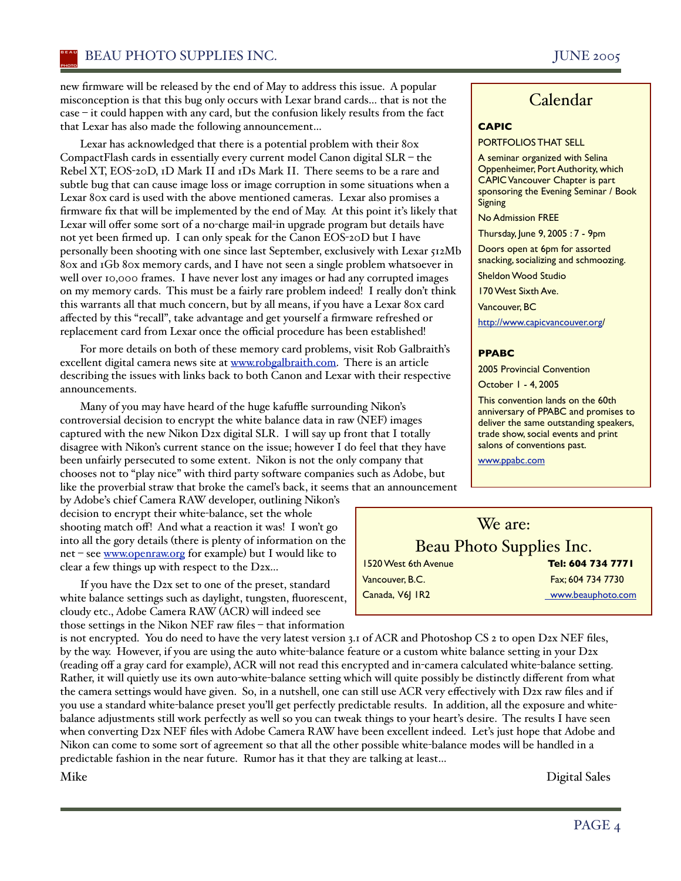new firmware will be released by the end of May to address this issue. A popular misconception is that this bug only occurs with Lexar brand cards… that is not the case – it could happen with any card, but the confusion likely results from the fact that Lexar has also made the following announcement…

Lexar has acknowledged that there is a potential problem with their 80x CompactFlash cards in essentially every current model Canon digital SLR – the Rebel XT, EOS-20D, 1D Mark II and 1Ds Mark II. There seems to be a rare and subtle bug that can cause image loss or image corruption in some situations when a Lexar 80x card is used with the above mentioned cameras. Lexar also promises a firmware fix that will be implemented by the end of May. At this point it's likely that Lexar will offer some sort of a no-charge mail-in upgrade program but details have not yet been firmed up. I can only speak for the Canon EOS-20D but I have personally been shooting with one since last September, exclusively with Lexar 512Mb 80x and 1Gb 80x memory cards, and I have not seen a single problem whatsoever in well over 10,000 frames. I have never lost any images or had any corrupted images on my memory cards. This must be a fairly rare problem indeed! I really don't think this warrants all that much concern, but by all means, if you have a Lexar 80x card affected by this "recall", take advantage and get yourself a firmware refreshed or replacement card from Lexar once the official procedure has been established!

For more details on both of these memory card problems, visit Rob Galbraith's excellent digital camera news site at www.robgalbraith.com. There is an article describing the issues with links back to both Canon and Lexar with their respective announcements.

Many of you may have heard of the huge kafuffle surrounding Nikon's controversial decision to encrypt the white balance data in raw (NEF) images captured with the new Nikon D2x digital SLR. I will say up front that I totally disagree with Nikon's current stance on the issue; however I do feel that they have been unfairly persecuted to some extent. Nikon is not the only company that chooses not to "play nice" with third party software companies such as Adobe, but like the proverbial straw that broke the camel's back, it seems that an announcement by Adobe's chief Camera RAW developer, outlining Nikon's decision to encrypt their white-balance, set the whole shooting match off! And what a reaction it was! I won't go into all the gory details (there is plenty of information on the net – see www.openraw.org for example) but I would like to clear a few things up with respect to the D2x…

If you have the D2x set to one of the preset, standard white balance settings such as daylight, tungsten, fluorescent, cloudy etc., Adobe Camera RAW (ACR) will indeed see those settings in the Nikon NEF raw files – that information is not encrypted. You do need to have the very latest version 3.1 of ACR and Photoshop CS 2 to open D2x NEF files, by the way. However, if you are using the auto white-balance feature or a custom white balance setting in your D2x (reading off a gray card for example), ACR will not read this encrypted and in-camera calculated white-balance setting. Rather, it will quietly use its own auto-white-balance setting which will quite possibly be distinctly different from what the camera settings would have given. So, in a nutshell, one can still use ACR very effectively with D2x raw files and if you use a standard white-balance preset you'll get perfectly predictable results. In addition, all the exposure and white-balance adjustments still work perfectly as well so you can tweak things to your heart's desire. The results I have seen when converting D2x NEF files with Adobe Camera RAW have been excellent indeed. Let's just hope that Adobe and Nikon can come to some sort of agreement so that all the other possible white-balance modes will be handled in a predictable fashion in the near future. Rumor has it that they are talking at least…

Mike — Digital Sales

## Calendar

**CAPIC**

PORTFOLIOS THAT SELL

A seminar organized with Selina Oppenheimer, Port Authority, which CAPIC Vancouver Chapter is part sponsoring the Evening Seminar / Book Signing

No Admission FREE

Thursday, June 9, 2005 : 7 - 9pm

Doors open at 6pm for assorted snacking, socializing and schmoozing.

Sheldon Wood Studio

170 West Sixth Ave.

Vancouver, BC

http://www.capicvancouver.org/

**PPABC**

2005 Provincial Convention

October 1 - 4, 2005

This convention lands on the 60th anniversary of PPABC and promises to deliver the same outstanding speakers, trade show, social events and print salons of conventions past.

www.ppabc.com

## We are:

## Beau Photo Supplies Inc.

1520 West 6th Avenue
Vancouver, B.C.
Canada, V6J 1R2

**Tel: 604 734 7771**
Fax; 604 734 7730
www.beauphoto.com